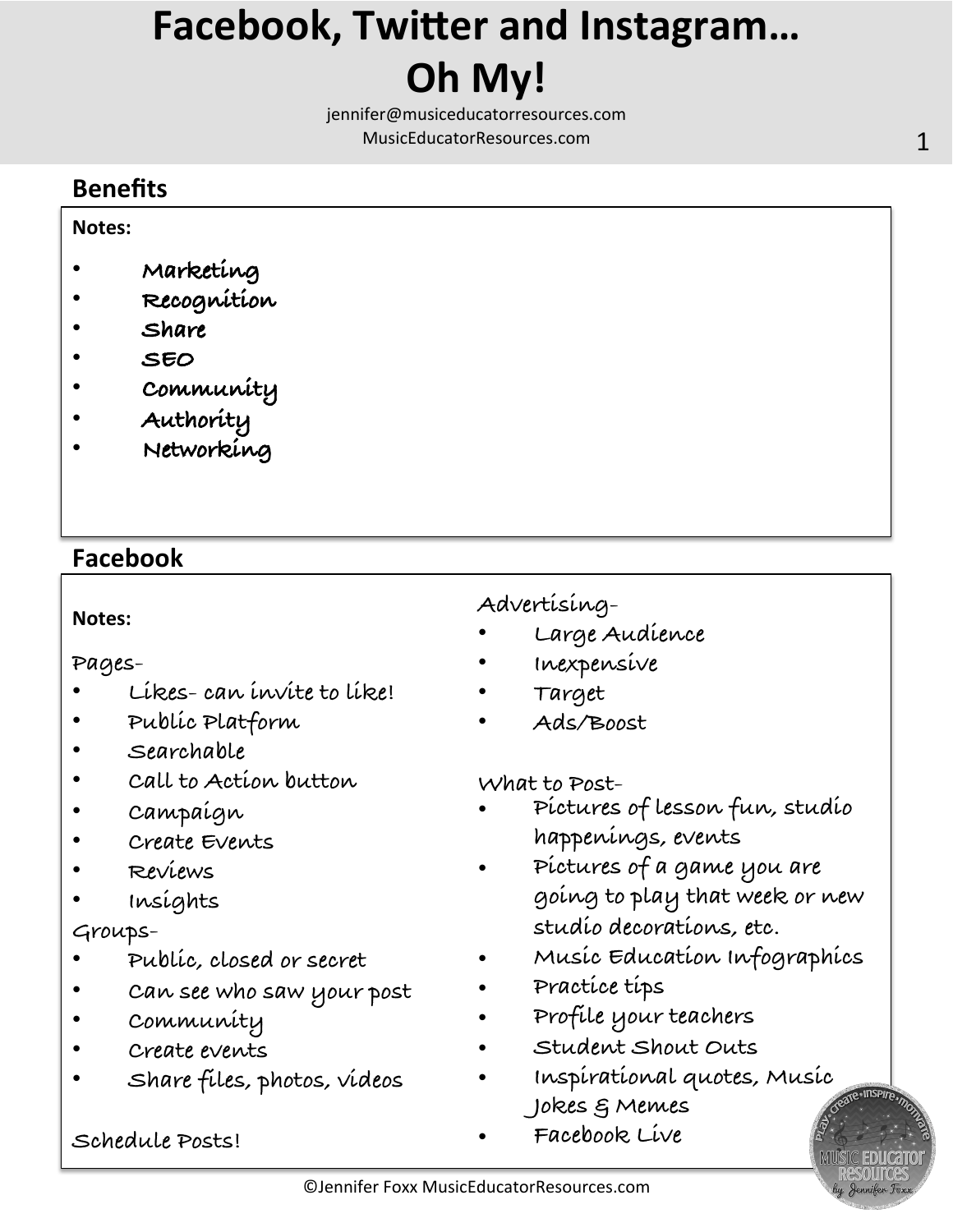# Facebook, Twitter and Instagram… Oh My!

jennifer@musiceducatorresources.com
MusicEducatorResources.com

## Benefits

**Notes:**

- **Marketing**
- **Recognition**
- **Share**
- **SEO**
- **Community**
- **Authority**
- **Networking**

## Facebook

**Notes:**

Pages-

- Likes- can invite to like!
- Public Platform
- Searchable
- Call to Action button
- Campaign
- Create Events
- Reviews
- Insights

Groups-

- Public, closed or secret
- Can see who saw your post
- Community
- Create events
- Share files, photos, videos

Schedule Posts!

Advertising-

- Large Audience
- Inexpensive
- Target
- Ads/Boost

What to Post-

- Pictures of lesson fun, studio happenings, events
- Pictures of a game you are going to play that week or new studio decorations, etc.
- Music Education Infographics
- Practice tips
- Profile your teachers
- Student Shout Outs
- Inspirational quotes, Music Jokes & Memes
- Facebook Live

©Jennifer Foxx MusicEducatorResources.com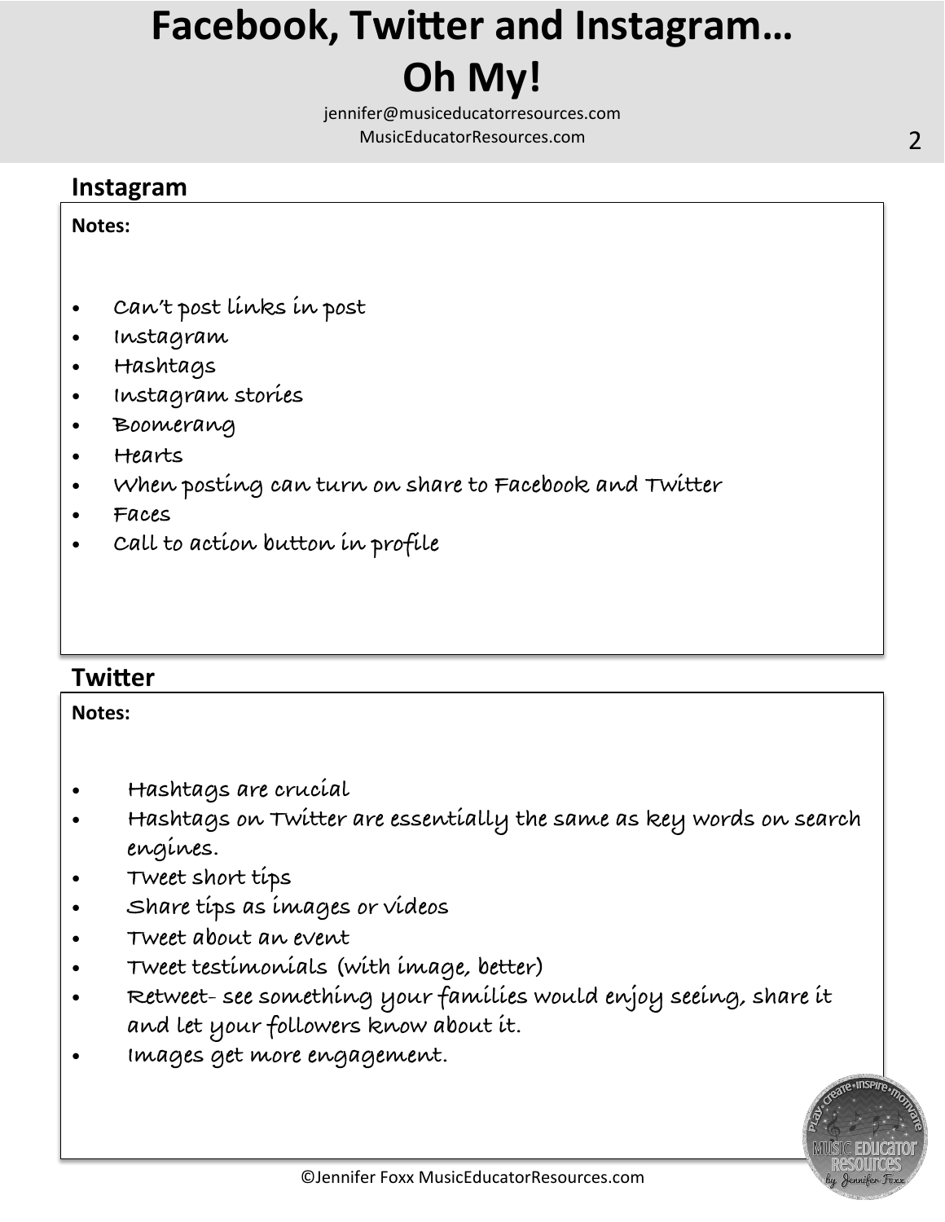## Instagram

**Notes:**

- Can't post links in post
- Instagram
- Hashtags
- Instagram stories
- Boomerang
- Hearts
- When posting can turn on share to Facebook and Twitter
- Faces
- Call to action button in profile

## Twitter

**Notes:**

- Hashtags are crucial
- Hashtags on Twitter are essentially the same as key words on search engines.
- Tweet short tips
- Share tips as images or videos
- Tweet about an event
- Tweet testimonials (with image, better)
- Retweet- see something your families would enjoy seeing, share it and let your followers know about it.
- Images get more engagement.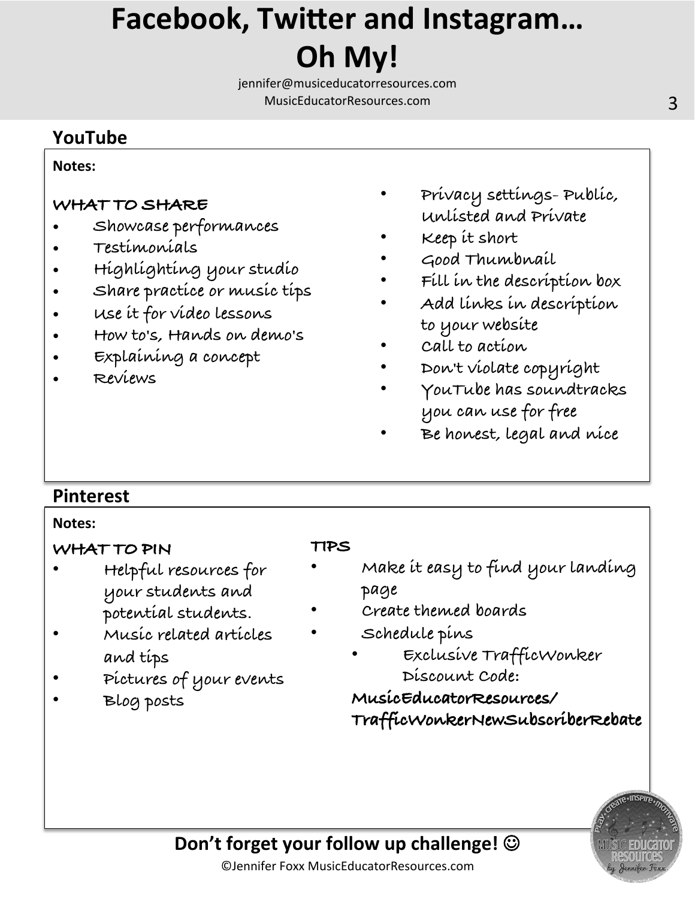# Facebook, Twitter and Instagram… Oh My!

jennifer@musiceducatorresources.com
MusicEducatorResources.com

## YouTube

**Notes:**

WHAT TO SHARE

- Showcase performances
- Testimonials
- Highlighting your studio
- Share practice or music tips
- Use it for video lessons
- How to's, Hands on demo's
- Explaining a concept
- Reviews

- Privacy settings- Public, Unlisted and Private
- Keep it short
- Good Thumbnail
- Fill in the description box
- Add links in description to your website
- Call to action
- Don't violate copyright
- YouTube has soundtracks you can use for free
- Be honest, legal and nice

## Pinterest

**Notes:**

WHAT TO PIN

- Helpful resources for your students and potential students.
- Music related articles and tips
- Pictures of your events
- Blog posts

TIPS

- Make it easy to find your landing page
- Create themed boards
- Schedule pins
  - Exclusive TrafficWonker Discount Code:

**MusicEducatorResources/TrafficWonkerNewSubscriberRebate**

**Don't forget your follow up challenge! ☺**

©Jennifer Foxx MusicEducatorResources.com